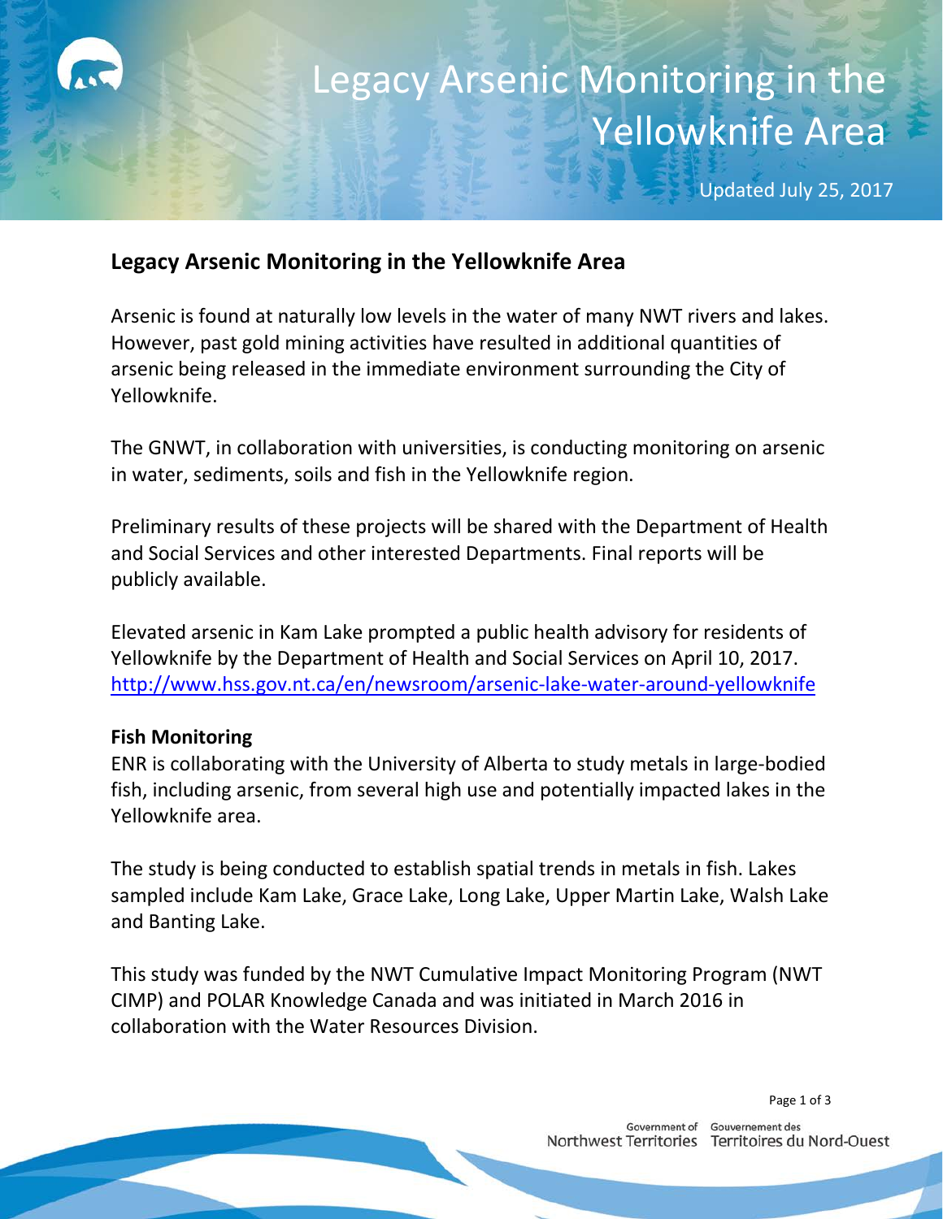# Legacy Arsenic Monitoring in the Yellowknife Area

Updated July 25, 2017

## Legacy Arsenic Monitoring in the Yellowknife Area

Arsenic is found at naturally low levels in the water of many NWT rivers and lakes. However, past gold mining activities have resulted in additional quantities of arsenic being released in the immediate environment surrounding the City of Yellowknife.

The GNWT, in collaboration with universities, is conducting monitoring on arsenic in water, sediments, soils and fish in the Yellowknife region.

Preliminary results of these projects will be shared with the Department of Health and Social Services and other interested Departments. Final reports will be publicly available.

Elevated arsenic in Kam Lake prompted a public health advisory for residents of Yellowknife by the Department of Health and Social Services on April 10, 2017. http://www.hss.gov.nt.ca/en/newsroom/arsenic-lake-water-around-yellowknife

### Fish Monitoring

ENR is collaborating with the University of Alberta to study metals in large-bodied fish, including arsenic, from several high use and potentially impacted lakes in the Yellowknife area.

The study is being conducted to establish spatial trends in metals in fish. Lakes sampled include Kam Lake, Grace Lake, Long Lake, Upper Martin Lake, Walsh Lake and Banting Lake.

This study was funded by the NWT Cumulative Impact Monitoring Program (NWT CIMP) and POLAR Knowledge Canada and was initiated in March 2016 in collaboration with the Water Resources Division.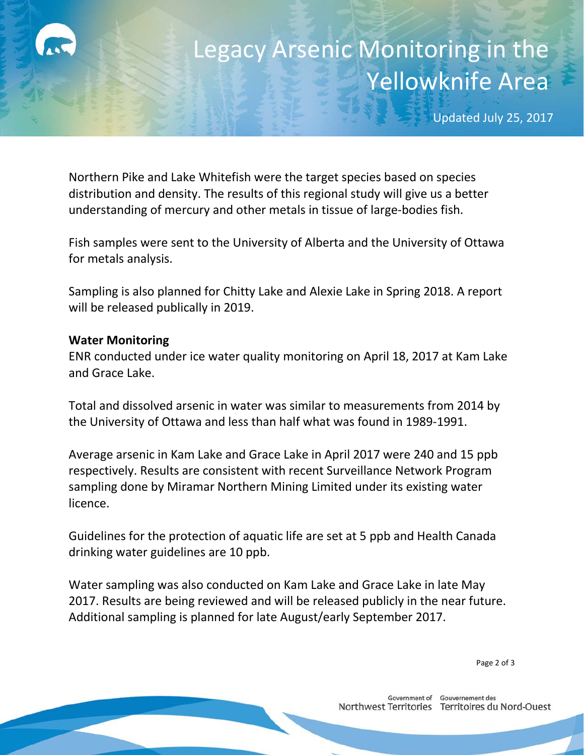Northern Pike and Lake Whitefish were the target species based on species distribution and density. The results of this regional study will give us a better understanding of mercury and other metals in tissue of large-bodies fish.

Fish samples were sent to the University of Alberta and the University of Ottawa for metals analysis.

Sampling is also planned for Chitty Lake and Alexie Lake in Spring 2018. A report will be released publically in 2019.

**Water Monitoring**

ENR conducted under ice water quality monitoring on April 18, 2017 at Kam Lake and Grace Lake.

Total and dissolved arsenic in water was similar to measurements from 2014 by the University of Ottawa and less than half what was found in 1989-1991.

Average arsenic in Kam Lake and Grace Lake in April 2017 were 240 and 15 ppb respectively. Results are consistent with recent Surveillance Network Program sampling done by Miramar Northern Mining Limited under its existing water licence.

Guidelines for the protection of aquatic life are set at 5 ppb and Health Canada drinking water guidelines are 10 ppb.

Water sampling was also conducted on Kam Lake and Grace Lake in late May 2017. Results are being reviewed and will be released publicly in the near future. Additional sampling is planned for late August/early September 2017.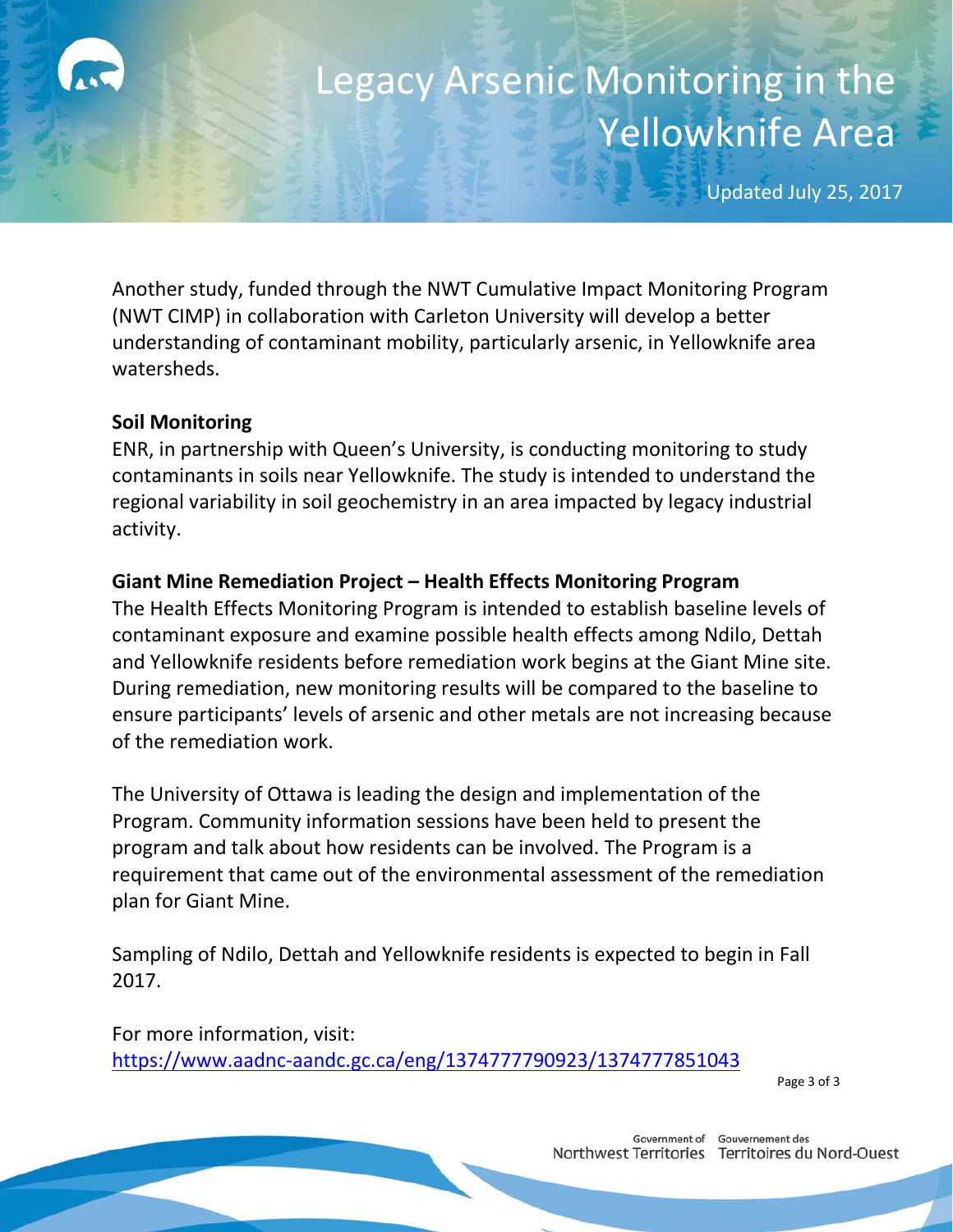Another study, funded through the NWT Cumulative Impact Monitoring Program (NWT CIMP) in collaboration with Carleton University will develop a better understanding of contaminant mobility, particularly arsenic, in Yellowknife area watersheds.

**Soil Monitoring**

ENR, in partnership with Queen's University, is conducting monitoring to study contaminants in soils near Yellowknife. The study is intended to understand the regional variability in soil geochemistry in an area impacted by legacy industrial activity.

**Giant Mine Remediation Project – Health Effects Monitoring Program**

The Health Effects Monitoring Program is intended to establish baseline levels of contaminant exposure and examine possible health effects among Ndilo, Dettah and Yellowknife residents before remediation work begins at the Giant Mine site. During remediation, new monitoring results will be compared to the baseline to ensure participants' levels of arsenic and other metals are not increasing because of the remediation work.

The University of Ottawa is leading the design and implementation of the Program. Community information sessions have been held to present the program and talk about how residents can be involved. The Program is a requirement that came out of the environmental assessment of the remediation plan for Giant Mine.

Sampling of Ndilo, Dettah and Yellowknife residents is expected to begin in Fall 2017.

For more information, visit:
https://www.aadnc-aandc.gc.ca/eng/1374777790923/1374777851043